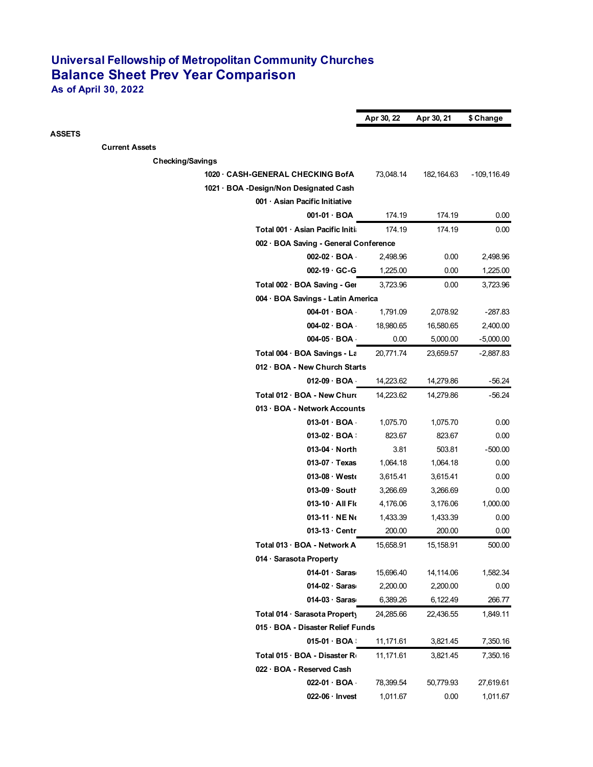# Universal Fellowship of Metropolitan Community Churches
## Balance Sheet Prev Year Comparison
### As of April 30, 2022

| | Apr 30, 22 | Apr 30, 21 | $ Change |
|---|---|---|---|
| **ASSETS** | | | |
| **Current Assets** | | | |
| **Checking/Savings** | | | |
| **1020 · CASH-GENERAL CHECKING BofA** | 73,048.14 | 182,164.63 | -109,116.49 |
| **1021 · BOA -Design/Non Designated Cash** | | | |
| **001 · Asian Pacific Initiative** | | | |
| **001-01 · BOA** | 174.19 | 174.19 | 0.00 |
| **Total 001 · Asian Pacific Initi** | 174.19 | 174.19 | 0.00 |
| **002 · BOA Saving - General Conference** | | | |
| **002-02 · BOA ·** | 2,498.96 | 0.00 | 2,498.96 |
| **002-19 · GC-G** | 1,225.00 | 0.00 | 1,225.00 |
| **Total 002 · BOA Saving - Ger** | 3,723.96 | 0.00 | 3,723.96 |
| **004 · BOA Savings - Latin America** | | | |
| **004-01 · BOA ·** | 1,791.09 | 2,078.92 | -287.83 |
| **004-02 · BOA ·** | 18,980.65 | 16,580.65 | 2,400.00 |
| **004-05 · BOA ·** | 0.00 | 5,000.00 | -5,000.00 |
| **Total 004 · BOA Savings - La** | 20,771.74 | 23,659.57 | -2,887.83 |
| **012 · BOA - New Church Starts** | | | |
| **012-09 · BOA ·** | 14,223.62 | 14,279.86 | -56.24 |
| **Total 012 · BOA - New Churc** | 14,223.62 | 14,279.86 | -56.24 |
| **013 · BOA - Network Accounts** | | | |
| **013-01 · BOA ·** | 1,075.70 | 1,075.70 | 0.00 |
| **013-02 · BOA** | 823.67 | 823.67 | 0.00 |
| **013-04 · North** | 3.81 | 503.81 | -500.00 |
| **013-07 · Texas** | 1,064.18 | 1,064.18 | 0.00 |
| **013-08 · Weste** | 3,615.41 | 3,615.41 | 0.00 |
| **013-09 · South** | 3,266.69 | 3,266.69 | 0.00 |
| **013-10 · All Flo** | 4,176.06 | 3,176.06 | 1,000.00 |
| **013-11 · NE Ne** | 1,433.39 | 1,433.39 | 0.00 |
| **013-13 · Centr** | 200.00 | 200.00 | 0.00 |
| **Total 013 · BOA - Network A** | 15,658.91 | 15,158.91 | 500.00 |
| **014 · Sarasota Property** | | | |
| **014-01 · Saras** | 15,696.40 | 14,114.06 | 1,582.34 |
| **014-02 · Saras** | 2,200.00 | 2,200.00 | 0.00 |
| **014-03 · Saras** | 6,389.26 | 6,122.49 | 266.77 |
| **Total 014 · Sarasota Property** | 24,285.66 | 22,436.55 | 1,849.11 |
| **015 · BOA - Disaster Relief Funds** | | | |
| **015-01 · BOA** | 11,171.61 | 3,821.45 | 7,350.16 |
| **Total 015 · BOA - Disaster R** | 11,171.61 | 3,821.45 | 7,350.16 |
| **022 · BOA - Reserved Cash** | | | |
| **022-01 · BOA ·** | 78,399.54 | 50,779.93 | 27,619.61 |
| **022-06 · Invest** | 1,011.67 | 0.00 | 1,011.67 |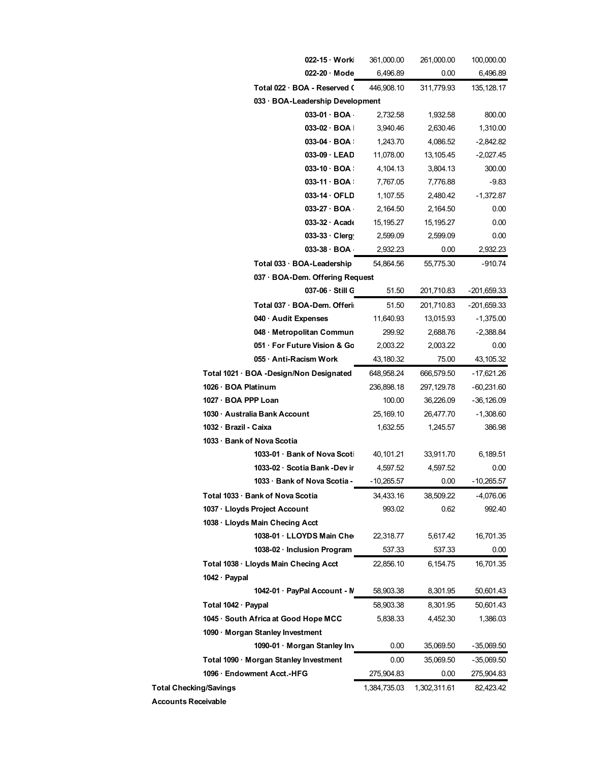| | | | |
|---|---|---|---|
| 022-15 · Worki | 361,000.00 | 261,000.00 | 100,000.00 |
| 022-20 · Mode | 6,496.89 | 0.00 | 6,496.89 |
| Total 022 · BOA - Reserved ( | 446,908.10 | 311,779.93 | 135,128.17 |
| 033 · BOA-Leadership Development | | | |
| 033-01 · BOA · | 2,732.58 | 1,932.58 | 800.00 |
| 033-02 · BOA I | 3,940.46 | 2,630.46 | 1,310.00 |
| 033-04 · BOA : | 1,243.70 | 4,086.52 | -2,842.82 |
| 033-09 · LEAD | 11,078.00 | 13,105.45 | -2,027.45 |
| 033-10 · BOA : | 4,104.13 | 3,804.13 | 300.00 |
| 033-11 · BOA : | 7,767.05 | 7,776.88 | -9.83 |
| 033-14 · OFLD | 1,107.55 | 2,480.42 | -1,372.87 |
| 033-27 · BOA · | 2,164.50 | 2,164.50 | 0.00 |
| 033-32 · Acade | 15,195.27 | 15,195.27 | 0.00 |
| 033-33 · Clergy | 2,599.09 | 2,599.09 | 0.00 |
| 033-38 · BOA · | 2,932.23 | 0.00 | 2,932.23 |
| Total 033 · BOA-Leadership | 54,864.56 | 55,775.30 | -910.74 |
| 037 · BOA-Dem. Offering Request | | | |
| 037-06 · Still G | 51.50 | 201,710.83 | -201,659.33 |
| Total 037 · BOA-Dem. Offeri | 51.50 | 201,710.83 | -201,659.33 |
| 040 · Audit Expenses | 11,640.93 | 13,015.93 | -1,375.00 |
| 048 · Metropolitan Commun | 299.92 | 2,688.76 | -2,388.84 |
| 051 · For Future Vision & Go | 2,003.22 | 2,003.22 | 0.00 |
| 055 · Anti-Racism Work | 43,180.32 | 75.00 | 43,105.32 |
| Total 1021 · BOA -Design/Non Designated | 648,958.24 | 666,579.50 | -17,621.26 |
| 1026 · BOA Platinum | 236,898.18 | 297,129.78 | -60,231.60 |
| 1027 · BOA PPP Loan | 100.00 | 36,226.09 | -36,126.09 |
| 1030 · Australia Bank Account | 25,169.10 | 26,477.70 | -1,308.60 |
| 1032 · Brazil - Caixa | 1,632.55 | 1,245.57 | 386.98 |
| 1033 · Bank of Nova Scotia | | | |
| 1033-01 · Bank of Nova Scoti | 40,101.21 | 33,911.70 | 6,189.51 |
| 1033-02 · Scotia Bank -Dev ir | 4,597.52 | 4,597.52 | 0.00 |
| 1033 · Bank of Nova Scotia - | -10,265.57 | 0.00 | -10,265.57 |
| Total 1033 · Bank of Nova Scotia | 34,433.16 | 38,509.22 | -4,076.06 |
| 1037 · Lloyds Project Account | 993.02 | 0.62 | 992.40 |
| 1038 · Lloyds Main Checing Acct | | | |
| 1038-01 · LLOYDS Main Che | 22,318.77 | 5,617.42 | 16,701.35 |
| 1038-02 · Inclusion Program | 537.33 | 537.33 | 0.00 |
| Total 1038 · Lloyds Main Checing Acct | 22,856.10 | 6,154.75 | 16,701.35 |
| 1042 · Paypal | | | |
| 1042-01 · PayPal Account - M | 58,903.38 | 8,301.95 | 50,601.43 |
| Total 1042 · Paypal | 58,903.38 | 8,301.95 | 50,601.43 |
| 1045 · South Africa at Good Hope MCC | 5,838.33 | 4,452.30 | 1,386.03 |
| 1090 · Morgan Stanley Investment | | | |
| 1090-01 · Morgan Stanley Inv | 0.00 | 35,069.50 | -35,069.50 |
| Total 1090 · Morgan Stanley Investment | 0.00 | 35,069.50 | -35,069.50 |
| 1096 · Endowment Acct.-HFG | 275,904.83 | 0.00 | 275,904.83 |
| Total Checking/Savings | 1,384,735.03 | 1,302,311.61 | 82,423.42 |
| Accounts Receivable | | | |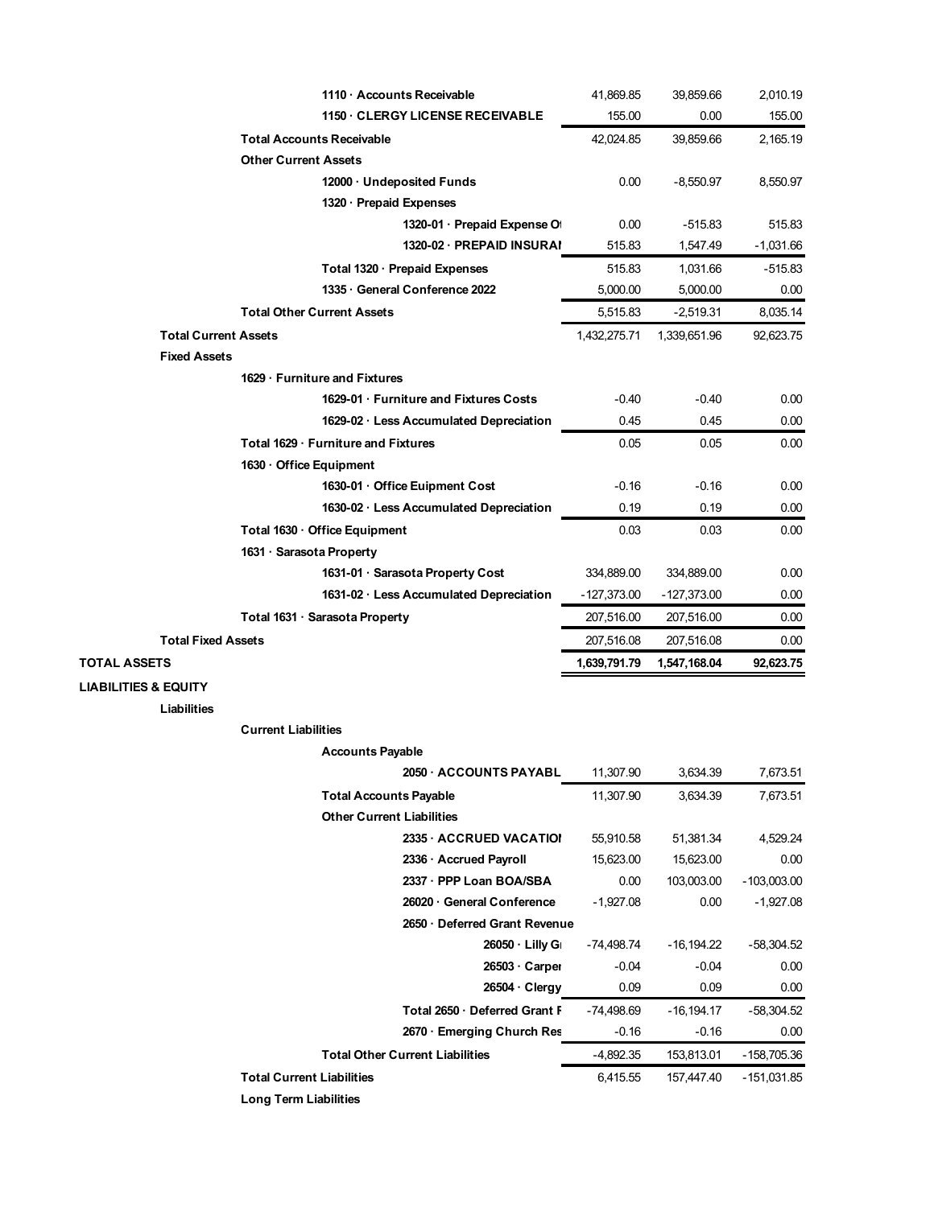| | | | |
|---|---|---|---|
| 1110 · Accounts Receivable | 41,869.85 | 39,859.66 | 2,010.19 |
| 1150 · CLERGY LICENSE RECEIVABLE | 155.00 | 0.00 | 155.00 |
| **Total Accounts Receivable** | 42,024.85 | 39,859.66 | 2,165.19 |
| **Other Current Assets** | | | |
| 12000 · Undeposited Funds | 0.00 | -8,550.97 | 8,550.97 |
| 1320 · Prepaid Expenses | | | |
| 1320-01 · Prepaid Expense O | 0.00 | -515.83 | 515.83 |
| 1320-02 · PREPAID INSURAI | 515.83 | 1,547.49 | -1,031.66 |
| Total 1320 · Prepaid Expenses | 515.83 | 1,031.66 | -515.83 |
| 1335 · General Conference 2022 | 5,000.00 | 5,000.00 | 0.00 |
| **Total Other Current Assets** | 5,515.83 | -2,519.31 | 8,035.14 |
| **Total Current Assets** | 1,432,275.71 | 1,339,651.96 | 92,623.75 |
| **Fixed Assets** | | | |
| 1629 · Furniture and Fixtures | | | |
| 1629-01 · Furniture and Fixtures Costs | -0.40 | -0.40 | 0.00 |
| 1629-02 · Less Accumulated Depreciation | 0.45 | 0.45 | 0.00 |
| Total 1629 · Furniture and Fixtures | 0.05 | 0.05 | 0.00 |
| 1630 · Office Equipment | | | |
| 1630-01 · Office Euipment Cost | -0.16 | -0.16 | 0.00 |
| 1630-02 · Less Accumulated Depreciation | 0.19 | 0.19 | 0.00 |
| Total 1630 · Office Equipment | 0.03 | 0.03 | 0.00 |
| 1631 · Sarasota Property | | | |
| 1631-01 · Sarasota Property Cost | 334,889.00 | 334,889.00 | 0.00 |
| 1631-02 · Less Accumulated Depreciation | -127,373.00 | -127,373.00 | 0.00 |
| Total 1631 · Sarasota Property | 207,516.00 | 207,516.00 | 0.00 |
| **Total Fixed Assets** | 207,516.08 | 207,516.08 | 0.00 |
| **TOTAL ASSETS** | **1,639,791.79** | **1,547,168.04** | **92,623.75** |
| **LIABILITIES & EQUITY** | | | |
| **Liabilities** | | | |
| **Current Liabilities** | | | |
| **Accounts Payable** | | | |
| 2050 · ACCOUNTS PAYABL | 11,307.90 | 3,634.39 | 7,673.51 |
| **Total Accounts Payable** | 11,307.90 | 3,634.39 | 7,673.51 |
| **Other Current Liabilities** | | | |
| 2335 · ACCRUED VACATIOI | 55,910.58 | 51,381.34 | 4,529.24 |
| 2336 · Accrued Payroll | 15,623.00 | 15,623.00 | 0.00 |
| 2337 · PPP Loan BOA/SBA | 0.00 | 103,003.00 | -103,003.00 |
| 26020 · General Conference | -1,927.08 | 0.00 | -1,927.08 |
| 2650 · Deferred Grant Revenue | | | |
| 26050 · Lilly G | -74,498.74 | -16,194.22 | -58,304.52 |
| 26503 · Carper | -0.04 | -0.04 | 0.00 |
| 26504 · Clergy | 0.09 | 0.09 | 0.00 |
| Total 2650 · Deferred Grant F | -74,498.69 | -16,194.17 | -58,304.52 |
| 2670 · Emerging Church Res | -0.16 | -0.16 | 0.00 |
| **Total Other Current Liabilities** | -4,892.35 | 153,813.01 | -158,705.36 |
| **Total Current Liabilities** | 6,415.55 | 157,447.40 | -151,031.85 |
| **Long Term Liabilities** | | | |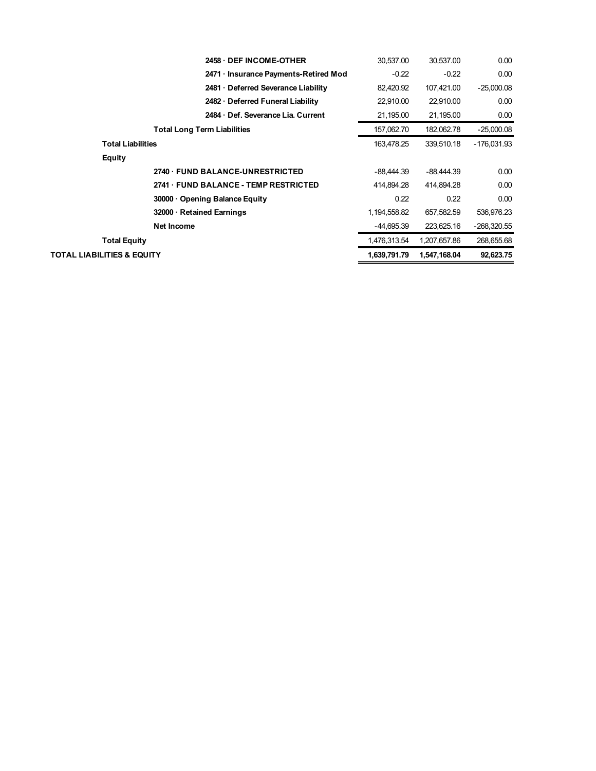| | | | |
|---|---|---|---|
| 2458 · DEF INCOME-OTHER | 30,537.00 | 30,537.00 | 0.00 |
| 2471 · Insurance Payments-Retired Mod | -0.22 | -0.22 | 0.00 |
| 2481 · Deferred Severance Liability | 82,420.92 | 107,421.00 | -25,000.08 |
| 2482 · Deferred Funeral Liability | 22,910.00 | 22,910.00 | 0.00 |
| 2484 · Def. Severance Lia. Current | 21,195.00 | 21,195.00 | 0.00 |
| **Total Long Term Liabilities** | 157,062.70 | 182,062.78 | -25,000.08 |
| **Total Liabilities** | 163,478.25 | 339,510.18 | -176,031.93 |
| **Equity** | | | |
| 2740 · FUND BALANCE-UNRESTRICTED | -88,444.39 | -88,444.39 | 0.00 |
| 2741 · FUND BALANCE - TEMP RESTRICTED | 414,894.28 | 414,894.28 | 0.00 |
| 30000 · Opening Balance Equity | 0.22 | 0.22 | 0.00 |
| 32000 · Retained Earnings | 1,194,558.82 | 657,582.59 | 536,976.23 |
| Net Income | -44,695.39 | 223,625.16 | -268,320.55 |
| **Total Equity** | 1,476,313.54 | 1,207,657.86 | 268,655.68 |
| **TOTAL LIABILITIES & EQUITY** | **1,639,791.79** | **1,547,168.04** | **92,623.75** |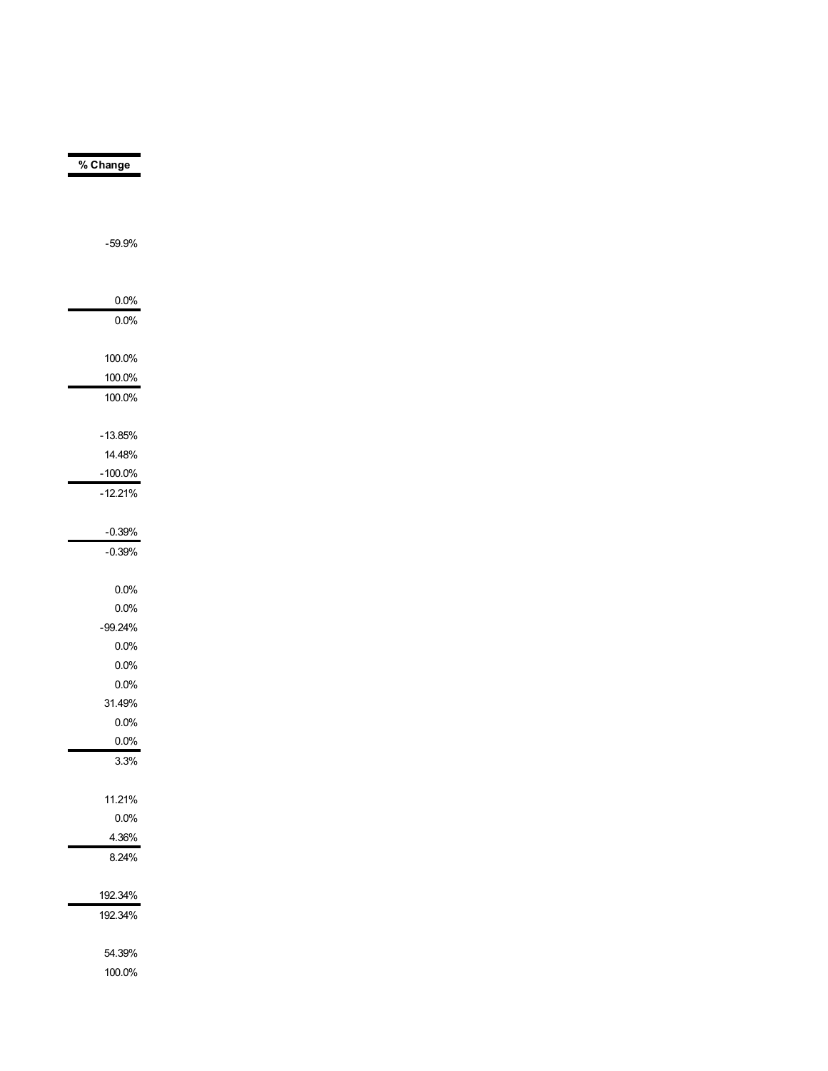| % Change |
|---|
| |
| |
| -59.9% |
| |
| 0.0% |
| 0.0% |
| |
| 100.0% |
| 100.0% |
| 100.0% |
| |
| -13.85% |
| 14.48% |
| -100.0% |
| -12.21% |
| |
| -0.39% |
| -0.39% |
| |
| 0.0% |
| 0.0% |
| -99.24% |
| 0.0% |
| 0.0% |
| 0.0% |
| 31.49% |
| 0.0% |
| 0.0% |
| 3.3% |
| |
| 11.21% |
| 0.0% |
| 4.36% |
| 8.24% |
| |
| 192.34% |
| 192.34% |
| |
| 54.39% |
| 100.0% |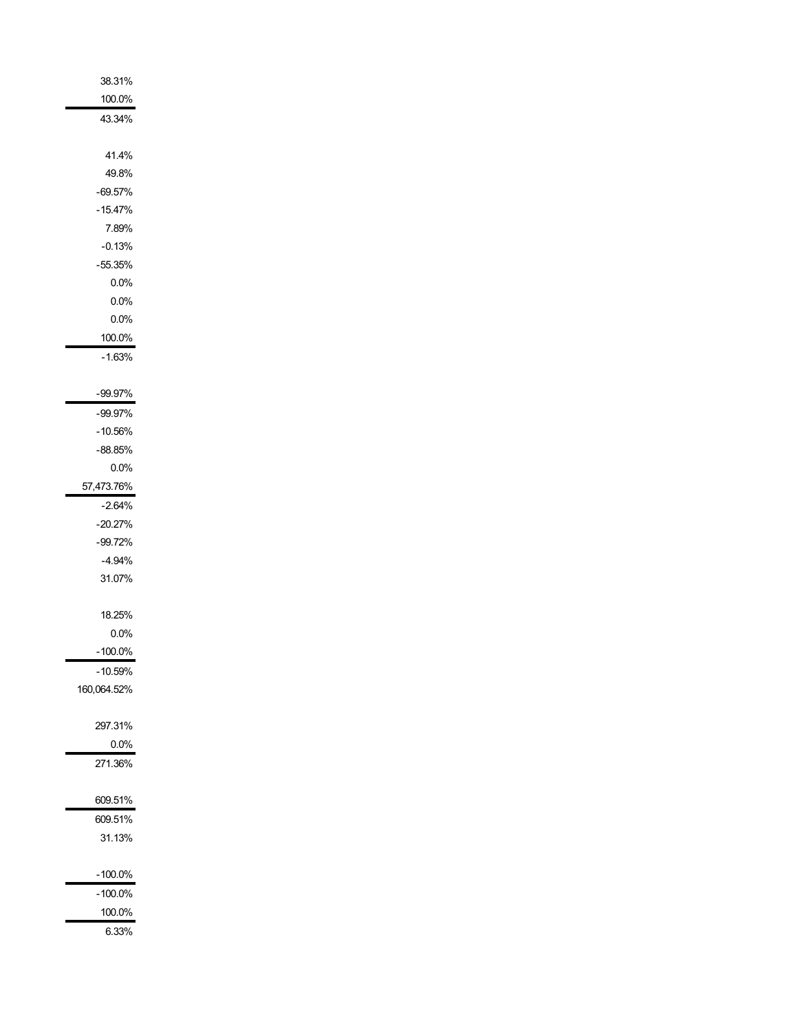| |
|---:|
| 38.31% |
| 100.0% |
| 43.34% |
| |
| 41.4% |
| 49.8% |
| -69.57% |
| -15.47% |
| 7.89% |
| -0.13% |
| -55.35% |
| 0.0% |
| 0.0% |
| 0.0% |
| 100.0% |
| -1.63% |
| |
| -99.97% |
| -99.97% |
| -10.56% |
| -88.85% |
| 0.0% |
| 57,473.76% |
| -2.64% |
| -20.27% |
| -99.72% |
| -4.94% |
| 31.07% |
| |
| 18.25% |
| 0.0% |
| -100.0% |
| -10.59% |
| 160,064.52% |
| |
| 297.31% |
| 0.0% |
| 271.36% |
| |
| 609.51% |
| 609.51% |
| 31.13% |
| |
| -100.0% |
| -100.0% |
| 100.0% |
| 6.33% |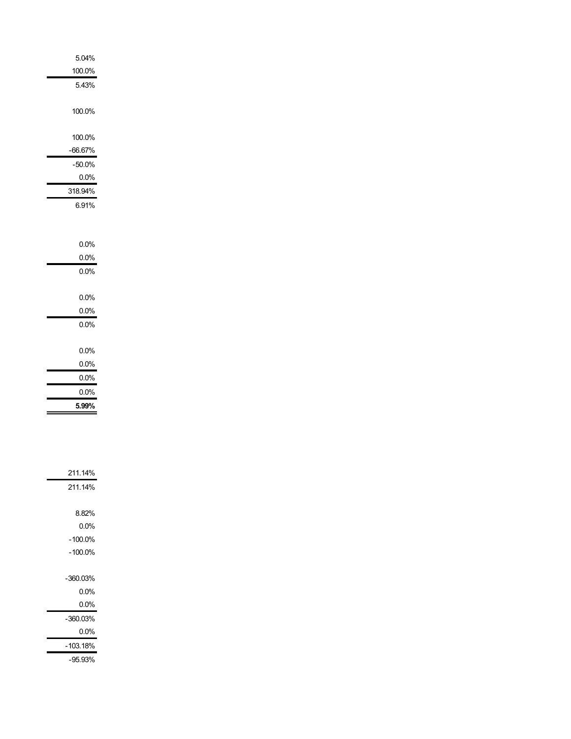| |
|---|
| 5.04% |
| 100.0% |
| 5.43% |
| |
| 100.0% |
| |
| 100.0% |
| -66.67% |
| -50.0% |
| 0.0% |
| 318.94% |
| 6.91% |
| |
| |
| 0.0% |
| 0.0% |
| 0.0% |
| |
| 0.0% |
| 0.0% |
| 0.0% |
| |
| 0.0% |
| 0.0% |
| 0.0% |
| 0.0% |
| **5.99%** |
| |
| |
| |
| 211.14% |
| 211.14% |
| |
| 8.82% |
| 0.0% |
| -100.0% |
| -100.0% |
| |
| -360.03% |
| 0.0% |
| 0.0% |
| -360.03% |
| 0.0% |
| -103.18% |
| -95.93% |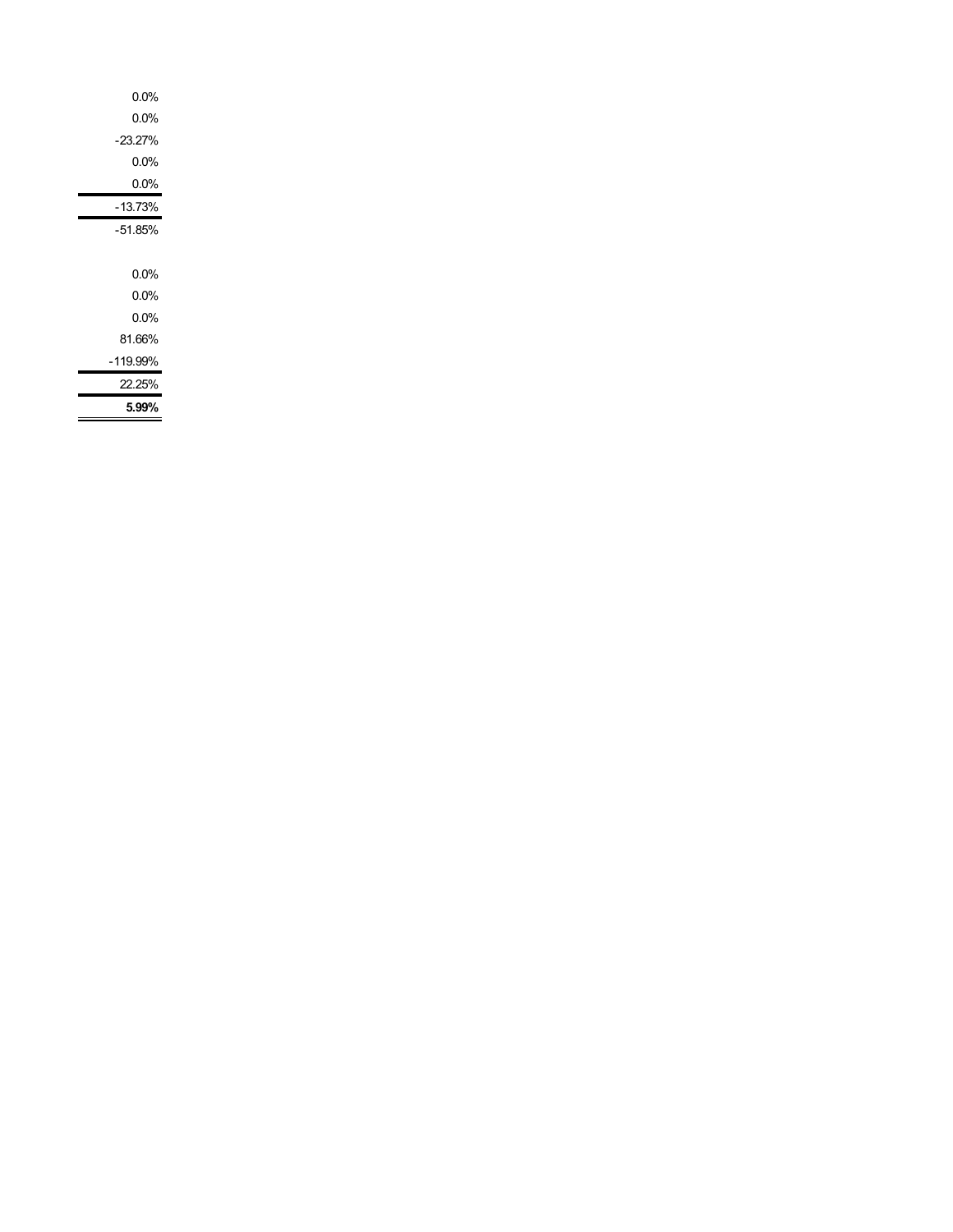| |
|---|
| 0.0% |
| 0.0% |
| -23.27% |
| 0.0% |
| 0.0% |
| -13.73% |
| -51.85% |
| |
| 0.0% |
| 0.0% |
| 0.0% |
| 81.66% |
| -119.99% |
| 22.25% |
| **5.99%** |